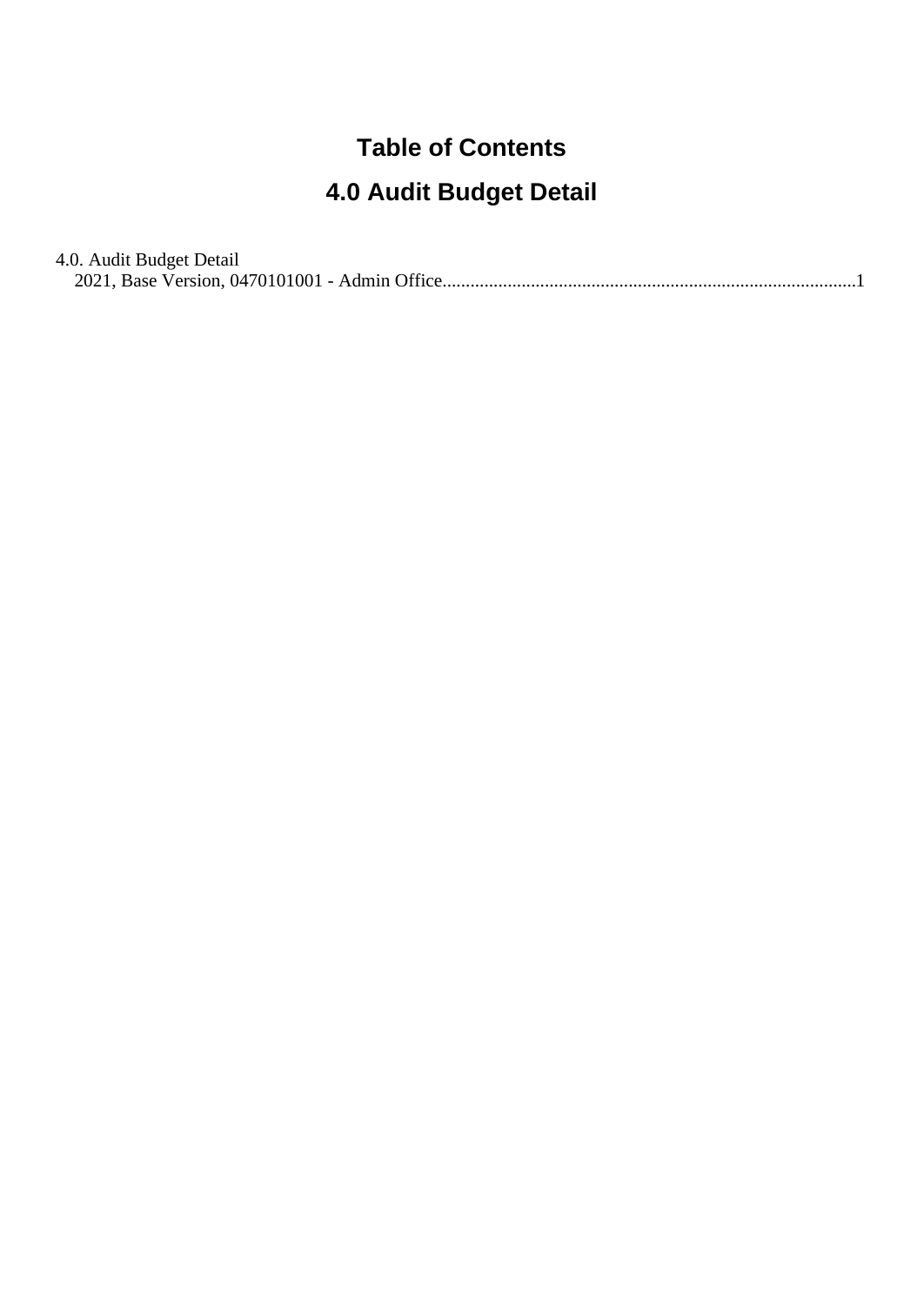# Table of Contents

## 4.0 Audit Budget Detail

4.0. Audit Budget Detail
  2021, Base Version, 0470101001 - Admin Office........................................................................................1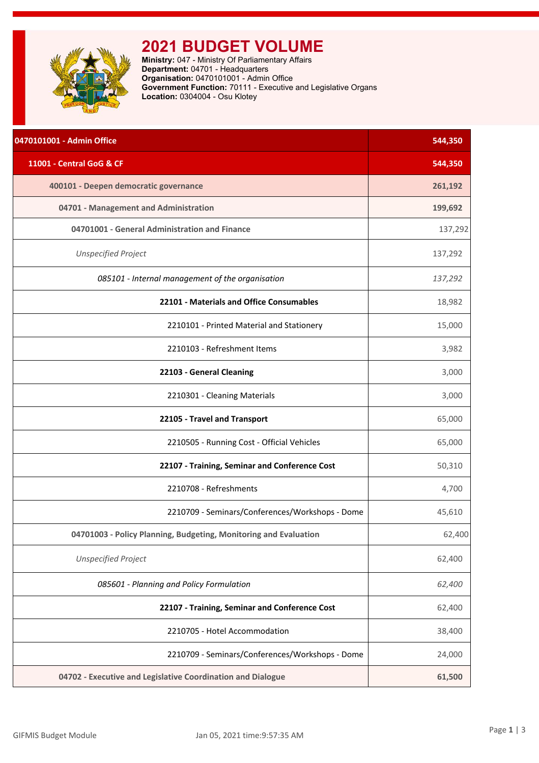# 2021 BUDGET VOLUME

**Ministry:** 047 - Ministry Of Parliamentary Affairs
**Department:** 04701 - Headquarters
**Organisation:** 0470101001 - Admin Office
**Government Function:** 70111 - Executive and Legislative Organs
**Location:** 0304004 - Osu Klotey

| | |
|---|---|
| **0470101001 - Admin Office** | **544,350** |
| **11001 - Central GoG & CF** | **544,350** |
| **400101 - Deepen democratic governance** | **261,192** |
| **04701 - Management and Administration** | **199,692** |
| **04701001 - General Administration and Finance** | 137,292 |
| *Unspecified Project* | 137,292 |
| *085101 - Internal management of the organisation* | *137,292* |
| **22101 - Materials and Office Consumables** | 18,982 |
| 2210101 - Printed Material and Stationery | 15,000 |
| 2210103 - Refreshment Items | 3,982 |
| **22103 - General Cleaning** | 3,000 |
| 2210301 - Cleaning Materials | 3,000 |
| **22105 - Travel and Transport** | 65,000 |
| 2210505 - Running Cost - Official Vehicles | 65,000 |
| **22107 - Training, Seminar and Conference Cost** | 50,310 |
| 2210708 - Refreshments | 4,700 |
| 2210709 - Seminars/Conferences/Workshops - Dome | 45,610 |
| **04701003 - Policy Planning, Budgeting, Monitoring and Evaluation** | 62,400 |
| *Unspecified Project* | 62,400 |
| *085601 - Planning and Policy Formulation* | *62,400* |
| **22107 - Training, Seminar and Conference Cost** | 62,400 |
| 2210705 - Hotel Accommodation | 38,400 |
| 2210709 - Seminars/Conferences/Workshops - Dome | 24,000 |
| **04702 - Executive and Legislative Coordination and Dialogue** | **61,500** |

GIFMIS Budget Module    Jan 05, 2021 time:9:57:35 AM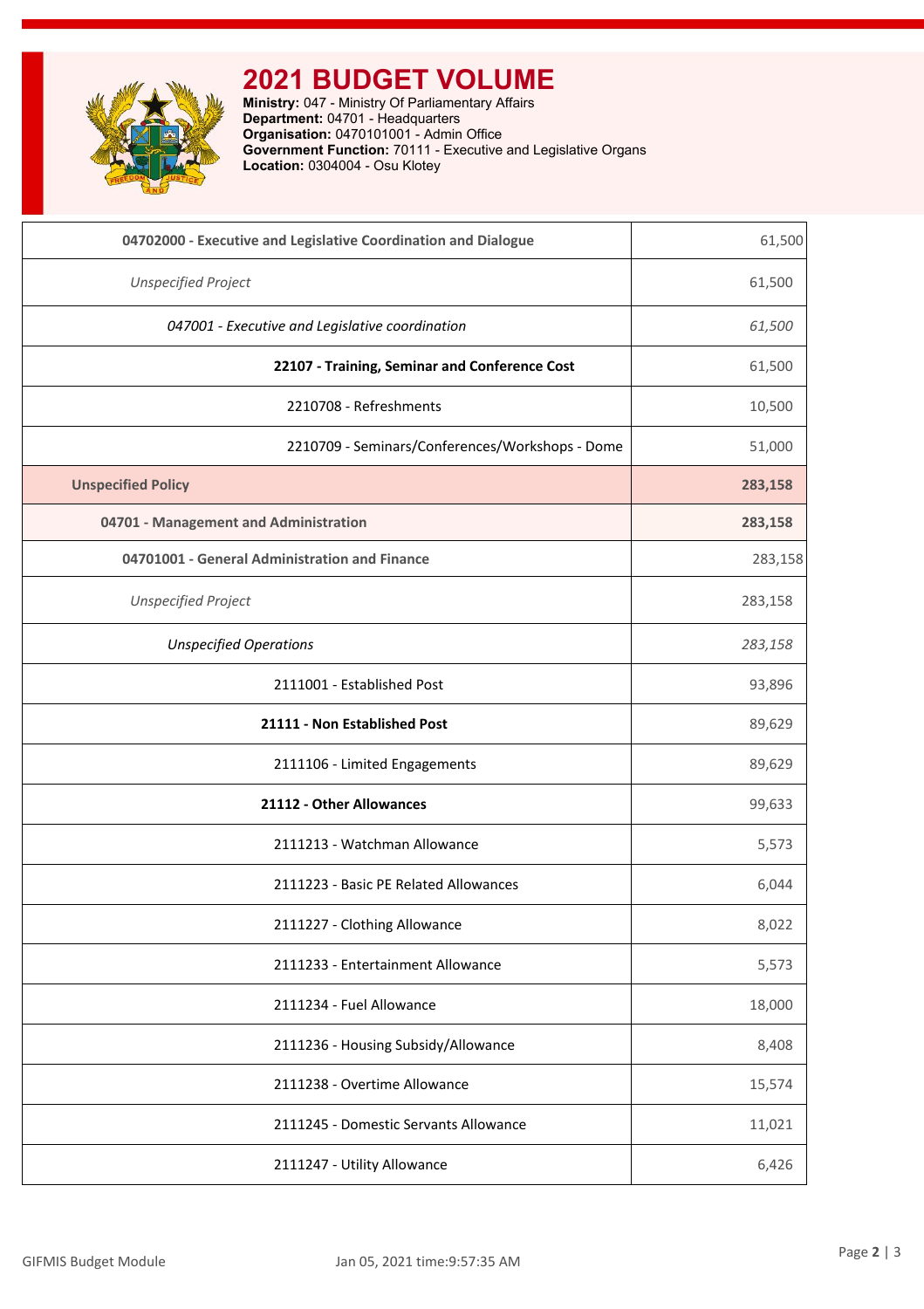# 2021 BUDGET VOLUME

**Ministry:** 047 - Ministry Of Parliamentary Affairs
**Department:** 04701 - Headquarters
**Organisation:** 0470101001 - Admin Office
**Government Function:** 70111 - Executive and Legislative Organs
**Location:** 0304004 - Osu Klotey

| | |
|---|---|
| **04702000 - Executive and Legislative Coordination and Dialogue** | 61,500 |
| *Unspecified Project* | 61,500 |
| *047001 - Executive and Legislative coordination* | *61,500* |
| **22107 - Training, Seminar and Conference Cost** | 61,500 |
| 2210708 - Refreshments | 10,500 |
| 2210709 - Seminars/Conferences/Workshops - Dome | 51,000 |
| **Unspecified Policy** | **283,158** |
| **04701 - Management and Administration** | **283,158** |
| **04701001 - General Administration and Finance** | 283,158 |
| *Unspecified Project* | 283,158 |
| *Unspecified Operations* | *283,158* |
| 2111001 - Established Post | 93,896 |
| **21111 - Non Established Post** | 89,629 |
| 2111106 - Limited Engagements | 89,629 |
| **21112 - Other Allowances** | 99,633 |
| 2111213 - Watchman Allowance | 5,573 |
| 2111223 - Basic PE Related Allowances | 6,044 |
| 2111227 - Clothing Allowance | 8,022 |
| 2111233 - Entertainment Allowance | 5,573 |
| 2111234 - Fuel Allowance | 18,000 |
| 2111236 - Housing Subsidy/Allowance | 8,408 |
| 2111238 - Overtime Allowance | 15,574 |
| 2111245 - Domestic Servants Allowance | 11,021 |
| 2111247 - Utility Allowance | 6,426 |

GIFMIS Budget Module — Jan 05, 2021 time:9:57:35 AM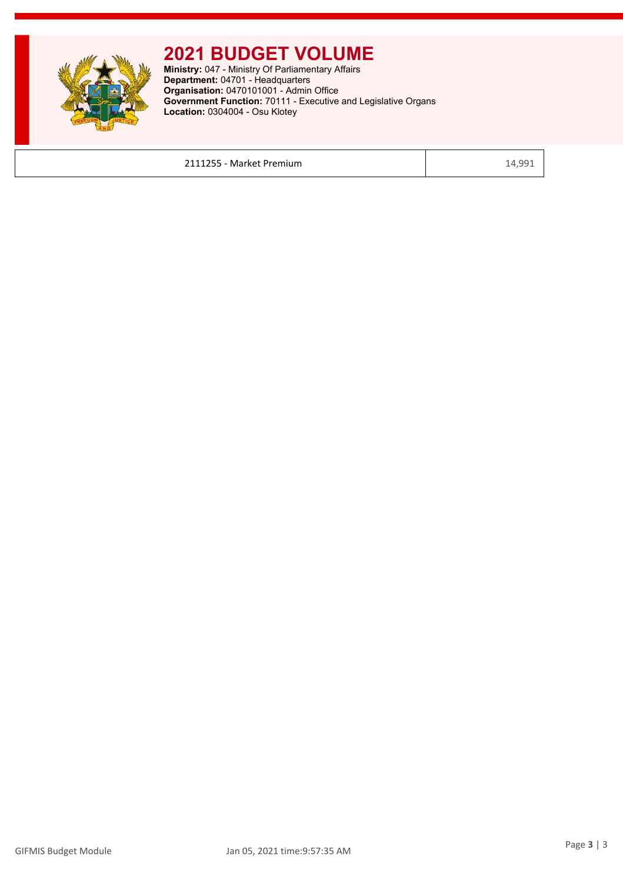# 2021 BUDGET VOLUME

**Ministry:** 047 - Ministry Of Parliamentary Affairs
**Department:** 04701 - Headquarters
**Organisation:** 0470101001 - Admin Office
**Government Function:** 70111 - Executive and Legislative Organs
**Location:** 0304004 - Osu Klotey

| | |
|---|---|
| 2111255 - Market Premium | 14,991 |

GIFMIS Budget Module Jan 05, 2021 time:9:57:35 AM